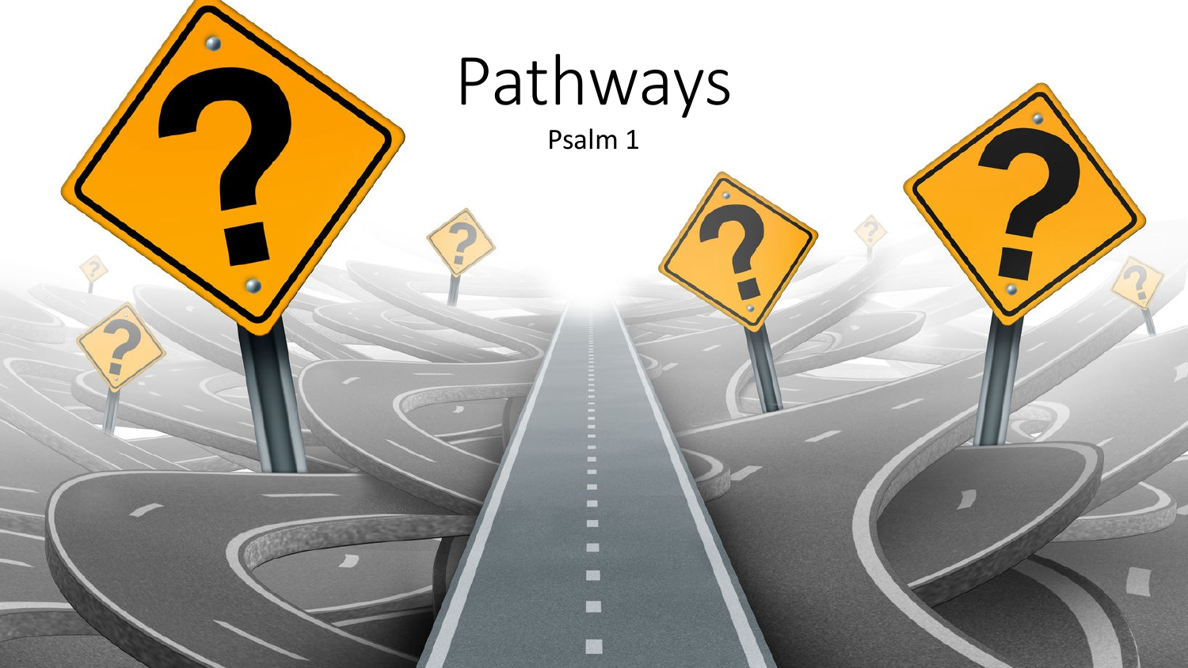# Pathways

Psalm 1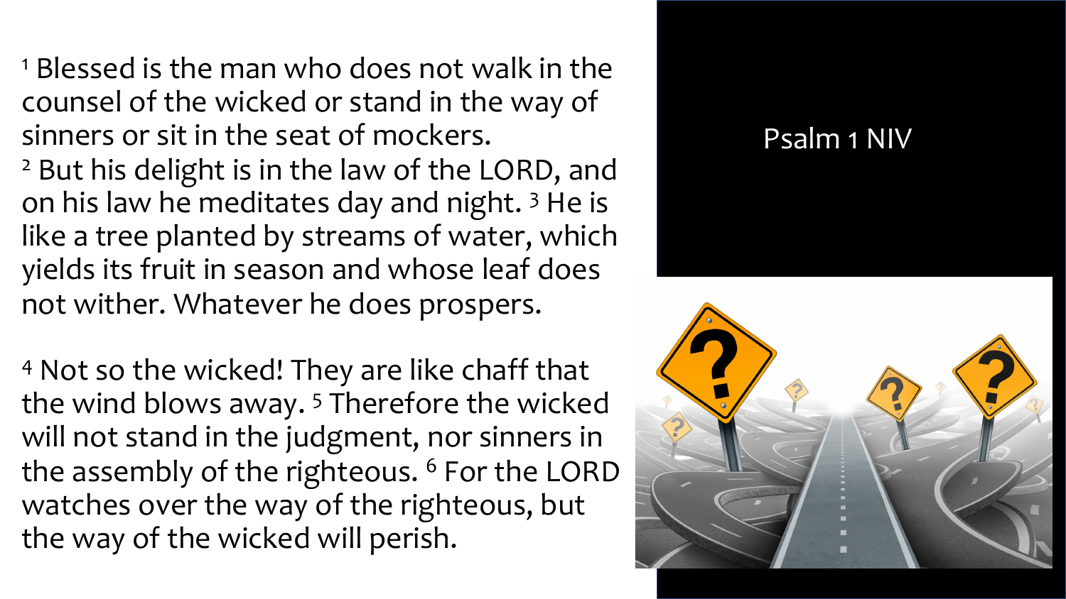[1] Blessed is the man who does not walk in the counsel of the wicked or stand in the way of sinners or sit in the seat of mockers.
[2] But his delight is in the law of the LORD, and on his law he meditates day and night. [3] He is like a tree planted by streams of water, which yields its fruit in season and whose leaf does not wither. Whatever he does prospers.

[4] Not so the wicked! They are like chaff that the wind blows away. [5] Therefore the wicked will not stand in the judgment, nor sinners in the assembly of the righteous. [6] For the LORD watches over the way of the righteous, but the way of the wicked will perish.

Psalm 1 NIV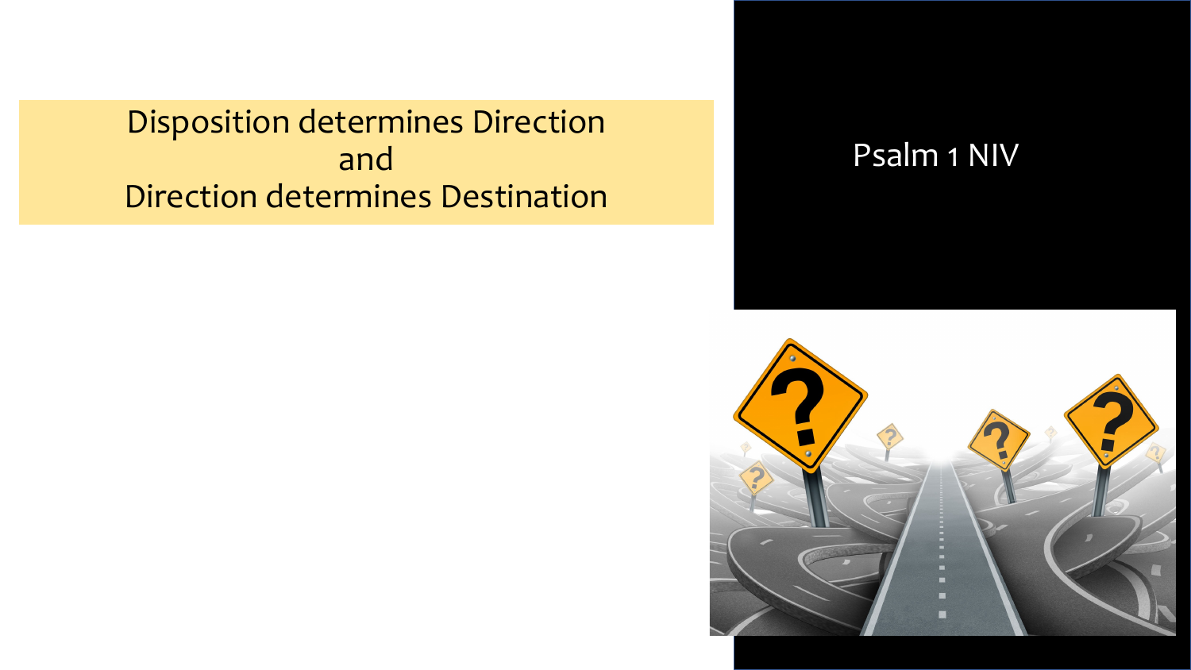Disposition determines Direction
and
Direction determines Destination

Psalm 1 NIV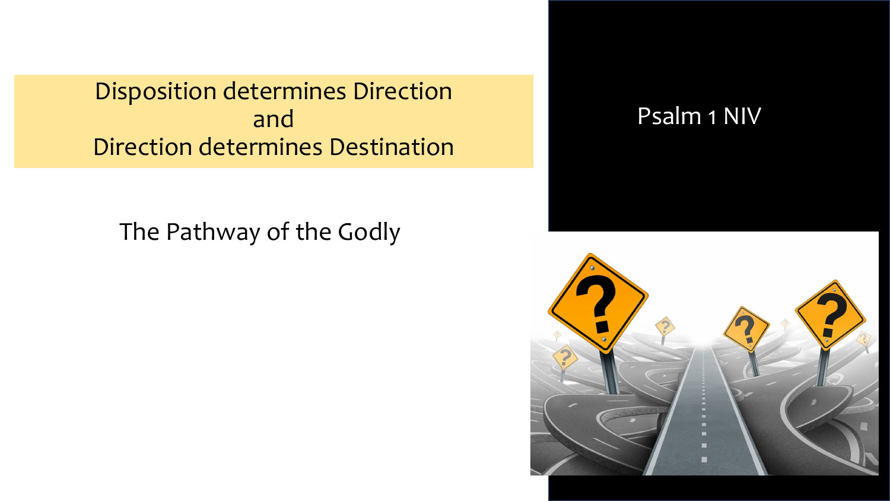Disposition determines Direction
and
Direction determines Destination

The Pathway of the Godly

Psalm 1 NIV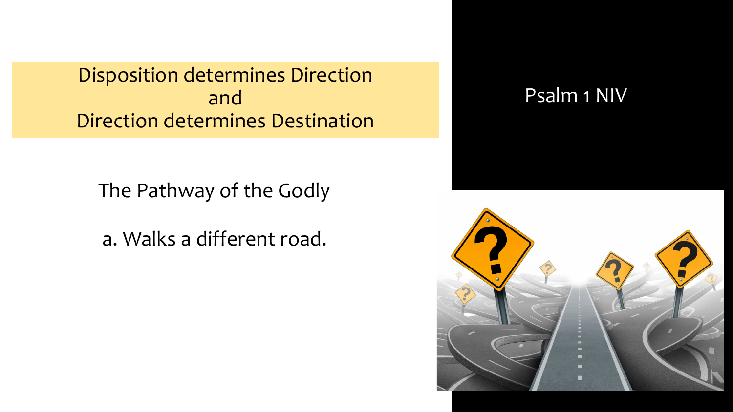Disposition determines Direction
and
Direction determines Destination

Psalm 1 NIV

The Pathway of the Godly

a. Walks a different road.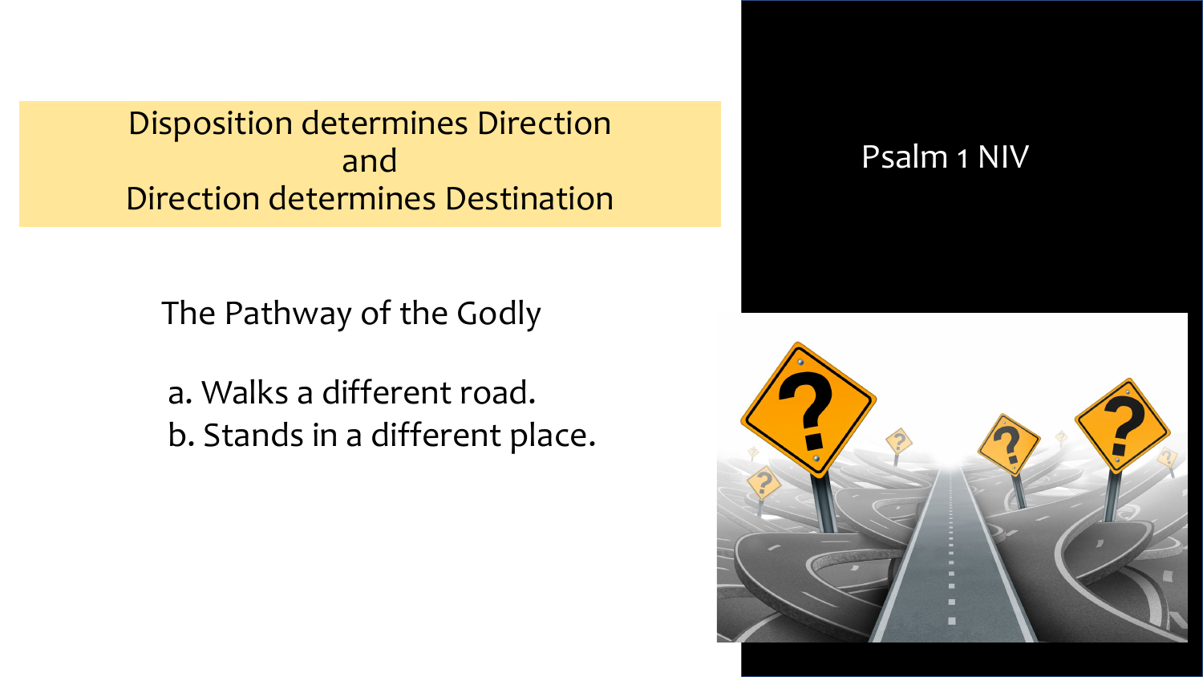Disposition determines Direction
and
Direction determines Destination

The Pathway of the Godly

a. Walks a different road.
b. Stands in a different place.

Psalm 1 NIV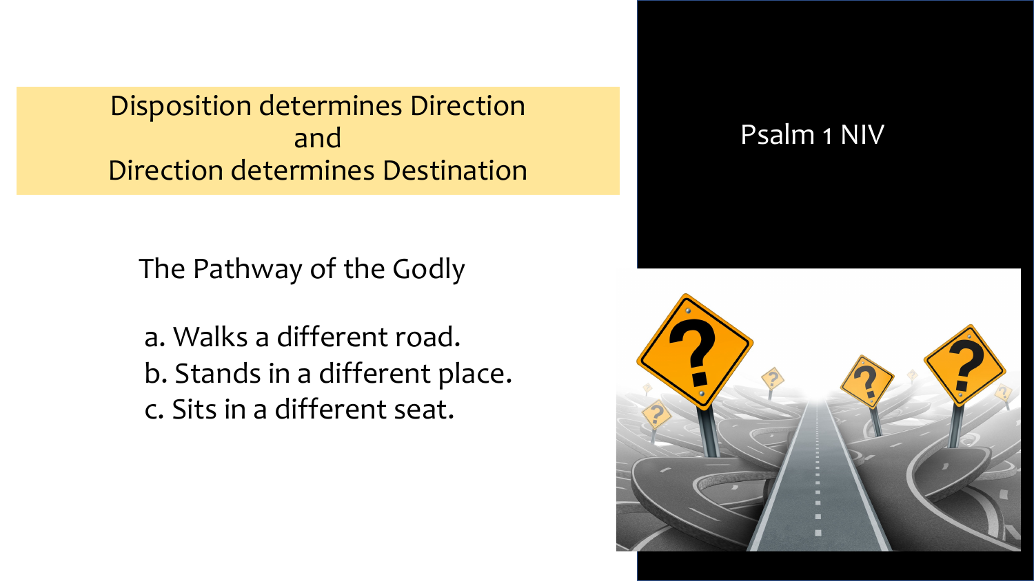Disposition determines Direction
and
Direction determines Destination

Psalm 1 NIV

The Pathway of the Godly

a. Walks a different road.
b. Stands in a different place.
c. Sits in a different seat.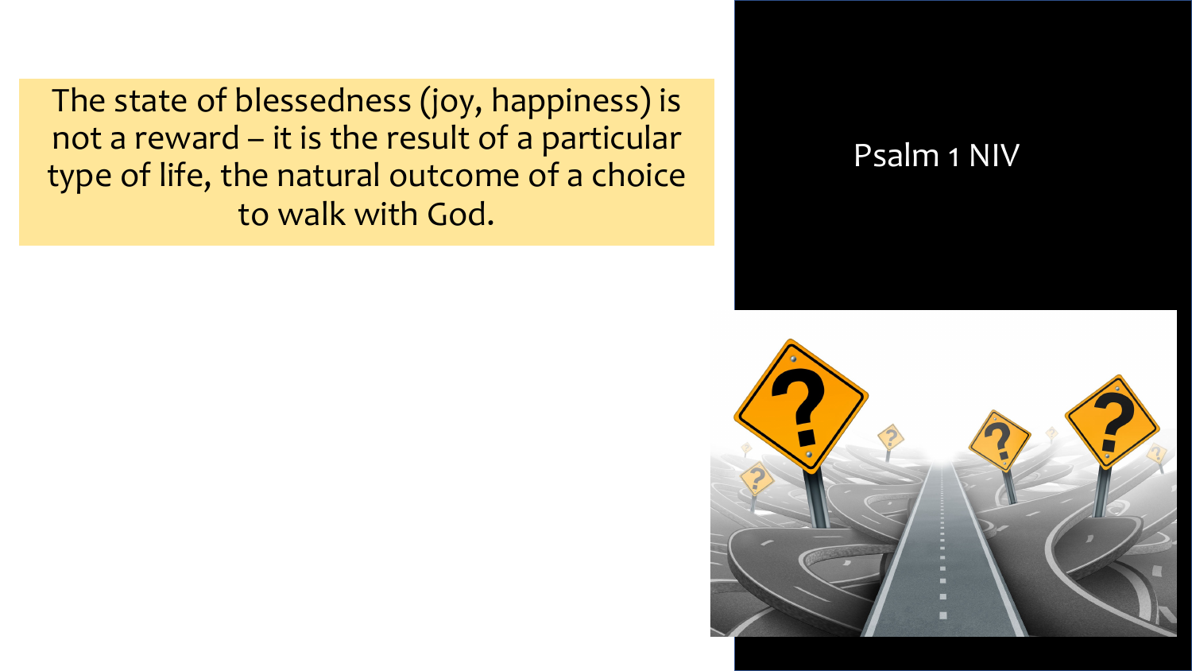The state of blessedness (joy, happiness) is not a reward – it is the result of a particular type of life, the natural outcome of a choice to walk with God.

Psalm 1 NIV